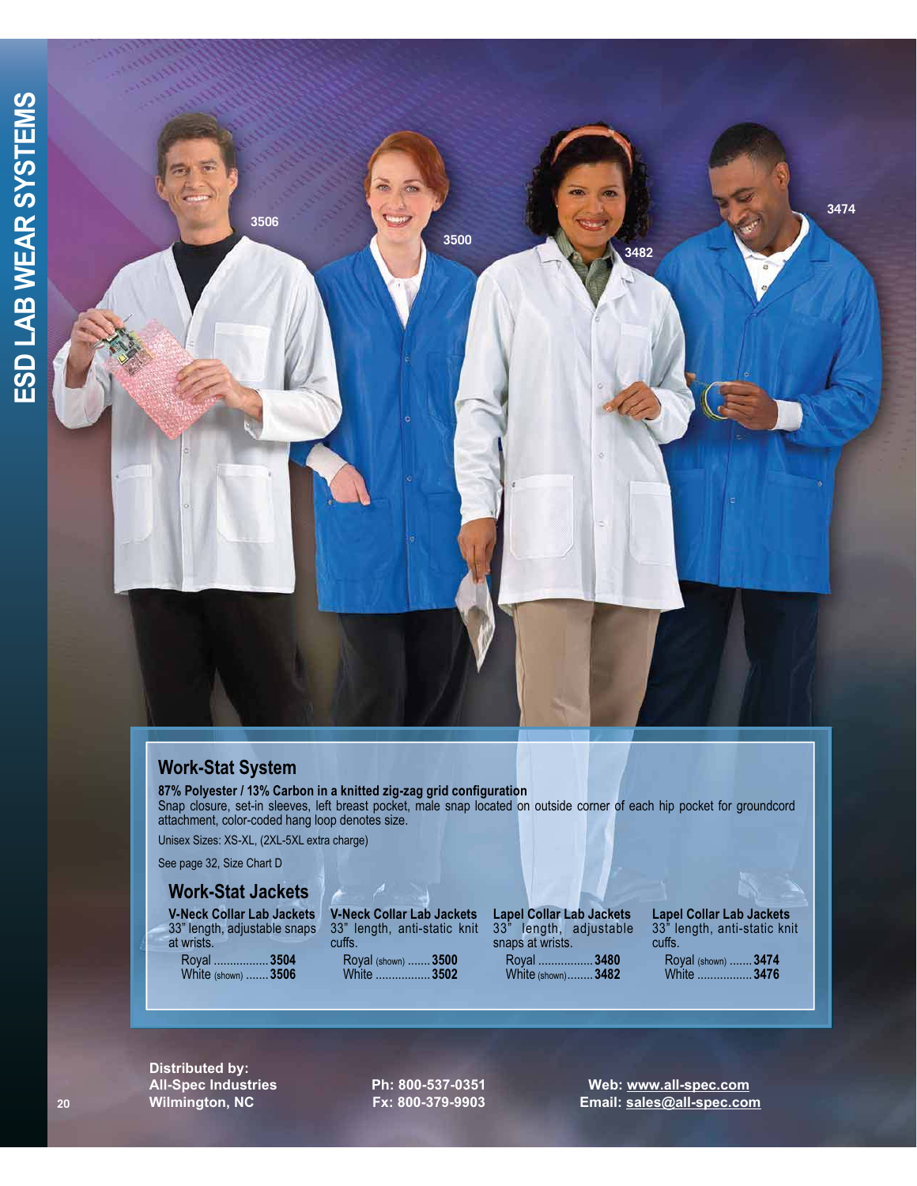# ESD LAB WEAR SYSTEMS

3506 3500 3482 3474

## Work-Stat System

**87% Polyester / 13% Carbon in a knitted zig-zag grid configuration**

Snap closure, set-in sleeves, left breast pocket, male snap located on outside corner of each hip pocket for groundcord attachment, color-coded hang loop denotes size.

Unisex Sizes: XS-XL, (2XL-5XL extra charge)

See page 32, Size Chart D

### Work-Stat Jackets

**V-Neck Collar Lab Jackets**
33" length, adjustable snaps at wrists.

- Royal ................ **3504**
- White (shown) ....... **3506**

**V-Neck Collar Lab Jackets**
33" length, anti-static knit cuffs.

- Royal (shown) ....... **3500**
- White ................ **3502**

**Lapel Collar Lab Jackets**
33" length, adjustable snaps at wrists.

- Royal ................ **3480**
- White (shown)........ **3482**

**Lapel Collar Lab Jackets**
33" length, anti-static knit cuffs.

- Royal (shown) ....... **3474**
- White ................ **3476**

**Distributed by:**
**All-Spec Industries**
**Wilmington, NC**

**Ph: 800-537-0351**
**Fx: 800-379-9903**

**Web: www.all-spec.com**
**Email: sales@all-spec.com**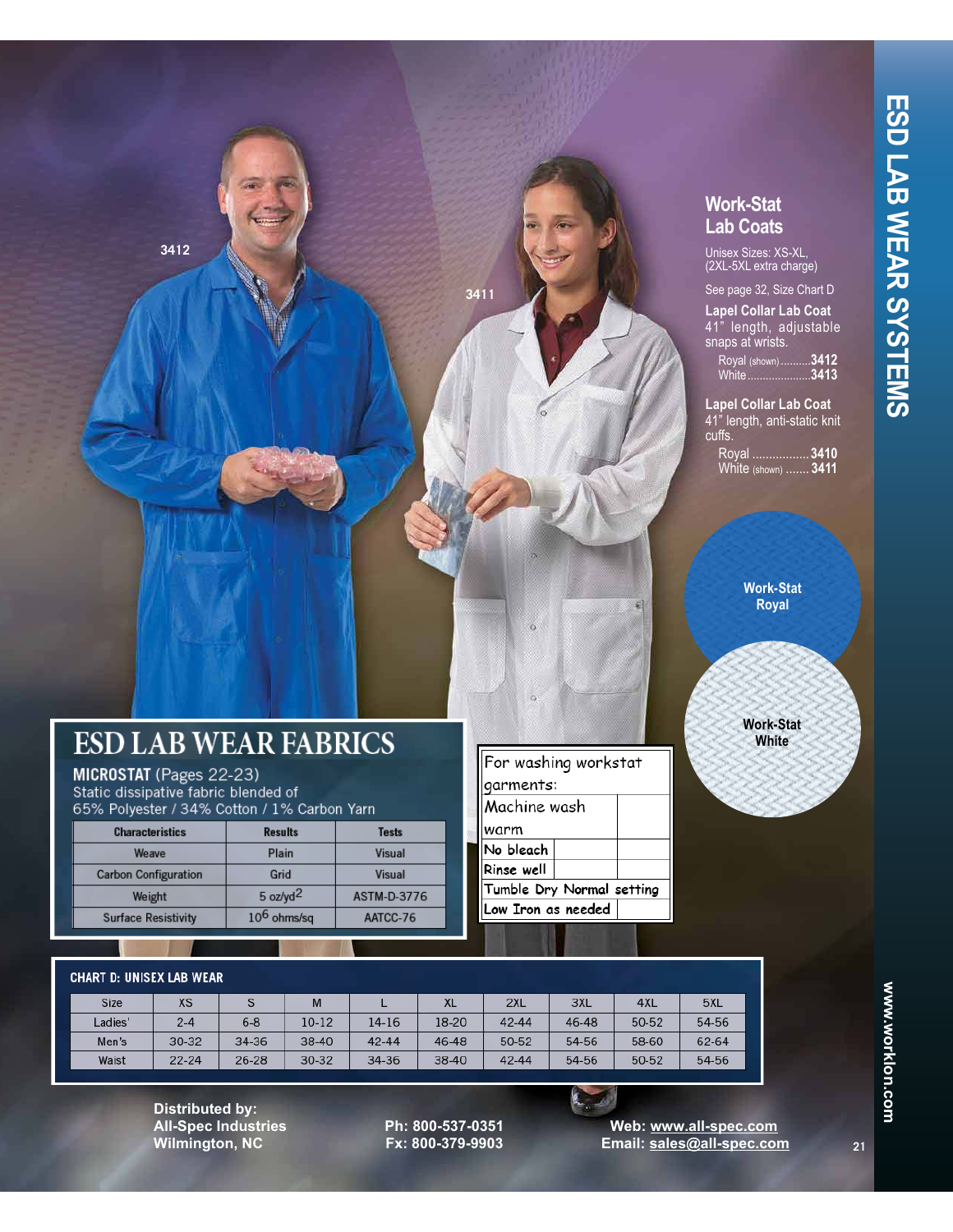# ESD LAB WEAR SYSTEMS

3412

3411

## Work-Stat Lab Coats

Unisex Sizes: XS-XL, (2XL-5XL extra charge)

See page 32, Size Chart D

**Lapel Collar Lab Coat**
41" length, adjustable snaps at wrists.

Royal (shown) .......... **3412**
White ..................... **3413**

**Lapel Collar Lab Coat**
41" length, anti-static knit cuffs.

Royal ................. **3410**
White (shown) ....... **3411**

Work-Stat Royal

Work-Stat White

## ESD LAB WEAR FABRICS

**MICROSTAT** (Pages 22-23)
Static dissipative fabric blended of 65% Polyester / 34% Cotton / 1% Carbon Yarn

| Characteristics | Results | Tests |
|---|---|---|
| Weave | Plain | Visual |
| Carbon Configuration | Grid | Visual |
| Weight | 5 oz/yd$^2$ | ASTM-D-3776 |
| Surface Resistivity | $10^6$ ohms/sq | AATCC-76 |

| For washing workstat garments: | |
|---|---|
| Machine wash warm | |
| No bleach | |
| Rinse well | |
| Tumble Dry Normal setting | |
| Low Iron as needed | |

### CHART D: UNISEX LAB WEAR

| Size | XS | S | M | L | XL | 2XL | 3XL | 4XL | 5XL |
|---|---|---|---|---|---|---|---|---|---|
| Ladies' | 2-4 | 6-8 | 10-12 | 14-16 | 18-20 | 42-44 | 46-48 | 50-52 | 54-56 |
| Men's | 30-32 | 34-36 | 38-40 | 42-44 | 46-48 | 50-52 | 54-56 | 58-60 | 62-64 |
| Waist | 22-24 | 26-28 | 30-32 | 34-36 | 38-40 | 42-44 | 54-56 | 50-52 | 54-56 |

**Distributed by:**
**All-Spec Industries**
**Wilmington, NC**

**Ph: 800-537-0351**
**Fx: 800-379-9903**

**Web: www.all-spec.com**
**Email: sales@all-spec.com**

www.worklon.com